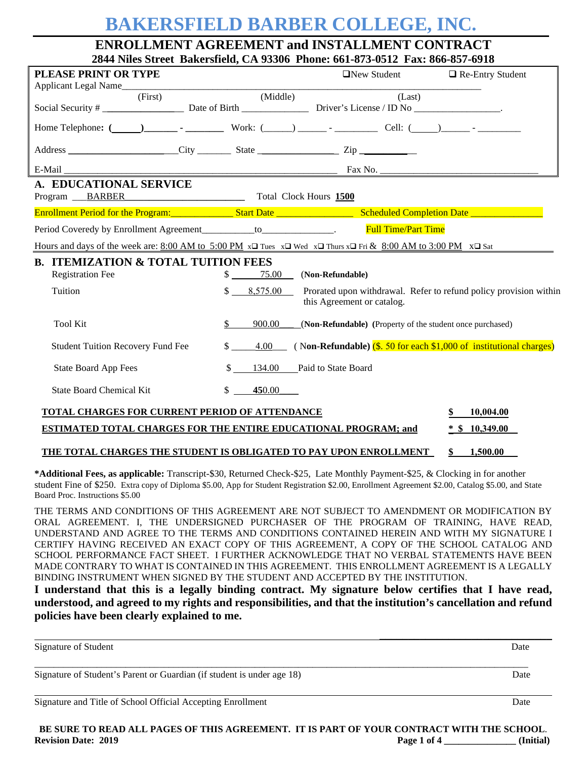# BAKERSFIELD BARBER COLLEGE, INC.

## ENROLLMENT AGREEMENT and INSTALLMENT CONTRACT

**2844 Niles Street Bakersfield, CA 93306 Phone: 661-873-0512 Fax: 866-857-6918**

**PLEASE PRINT OR TYPE** ☐New Student ☐ Re-Entry Student

Applicant Legal Name_______________________________________________________________

(First) (Middle) (Last)

Social Security # ________________ Date of Birth ______________ Driver's License / ID No _________________.

Home Telephone: (______)_______ - ________ Work: (______) ______ - _________ Cell: (______)______ - _________

Address ______________________City _______ State ________________ Zip ___________

E-Mail _______________________________________________________ Fax No. _______________________________

## A. EDUCATIONAL SERVICE

Program ___BARBER_________________________ Total Clock Hours **1500**

Enrollment Period for the Program:_____________ Start Date ________________ Scheduled Completion Date _______________

Period Coveredy by Enrollment Agreement__________to_______________. Full Time/Part Time

Hours and days of the week are: 8:00 AM to 5:00 PM x☐ Tues x☐ Wed x☐ Thurs x☐ Fri & 8:00 AM to 3:00 PM x☐ Sat

## B. ITEMIZATION & TOTAL TUITION FEES

| Item | Amount | Notes |
|---|---|---|
| Registration Fee | $ 75.00 | **(Non-Refundable)** |
| Tuition | $ 8,575.00 | Prorated upon withdrawal. Refer to refund policy provision within this Agreement or catalog. |
| Tool Kit | $ 900.00 | **(Non-Refundable) (**Property of the student once purchased) |
| Student Tuition Recovery Fund Fee | $ 4.00 | ( **Non-Refundable)** ($. 50 for each $1,000 of institutional charges) |
| State Board App Fees | $ 134.00 | Paid to State Board |
| State Board Chemical Kit | $ 450.00 | |

**TOTAL CHARGES FOR CURRENT PERIOD OF ATTENDANCE** **$ 10,004.00**

**ESTIMATED TOTAL CHARGES FOR THE ENTIRE EDUCATIONAL PROGRAM; and** **\* $ 10,349.00**

**THE TOTAL CHARGES THE STUDENT IS OBLIGATED TO PAY UPON ENROLLMENT** **$ 1,500.00**

**\*Additional Fees, as applicable:** Transcript-$30, Returned Check-$25, Late Monthly Payment-$25, & Clocking in for another student Fine of $250. Extra copy of Diploma $5.00, App for Student Registration $2.00, Enrollment Agreement $2.00, Catalog $5.00, and State Board Proc. Instructions $5.00

THE TERMS AND CONDITIONS OF THIS AGREEMENT ARE NOT SUBJECT TO AMENDMENT OR MODIFICATION BY ORAL AGREEMENT. I, THE UNDERSIGNED PURCHASER OF THE PROGRAM OF TRAINING, HAVE READ, UNDERSTAND AND AGREE TO THE TERMS AND CONDITIONS CONTAINED HEREIN AND WITH MY SIGNATURE I CERTIFY HAVING RECEIVED AN EXACT COPY OF THIS AGREEMENT, A COPY OF THE SCHOOL CATALOG AND SCHOOL PERFORMANCE FACT SHEET. I FURTHER ACKNOWLEDGE THAT NO VERBAL STATEMENTS HAVE BEEN MADE CONTRARY TO WHAT IS CONTAINED IN THIS AGREEMENT. THIS ENROLLMENT AGREEMENT IS A LEGALLY BINDING INSTRUMENT WHEN SIGNED BY THE STUDENT AND ACCEPTED BY THE INSTITUTION.

**I understand that this is a legally binding contract. My signature below certifies that I have read, understood, and agreed to my rights and responsibilities, and that the institution's cancellation and refund policies have been clearly explained to me.**

_______________________________________________________________________________

Signature of Student Date

_______________________________________________________________________________

Signature of Student's Parent or Guardian (if student is under age 18) Date

_______________________________________________________________________________

Signature and Title of School Official Accepting Enrollment Date

**BE SURE TO READ ALL PAGES OF THIS AGREEMENT. IT IS PART OF YOUR CONTRACT WITH THE SCHOOL.**

**Revision Date: 2019** **_______________ (Initial)**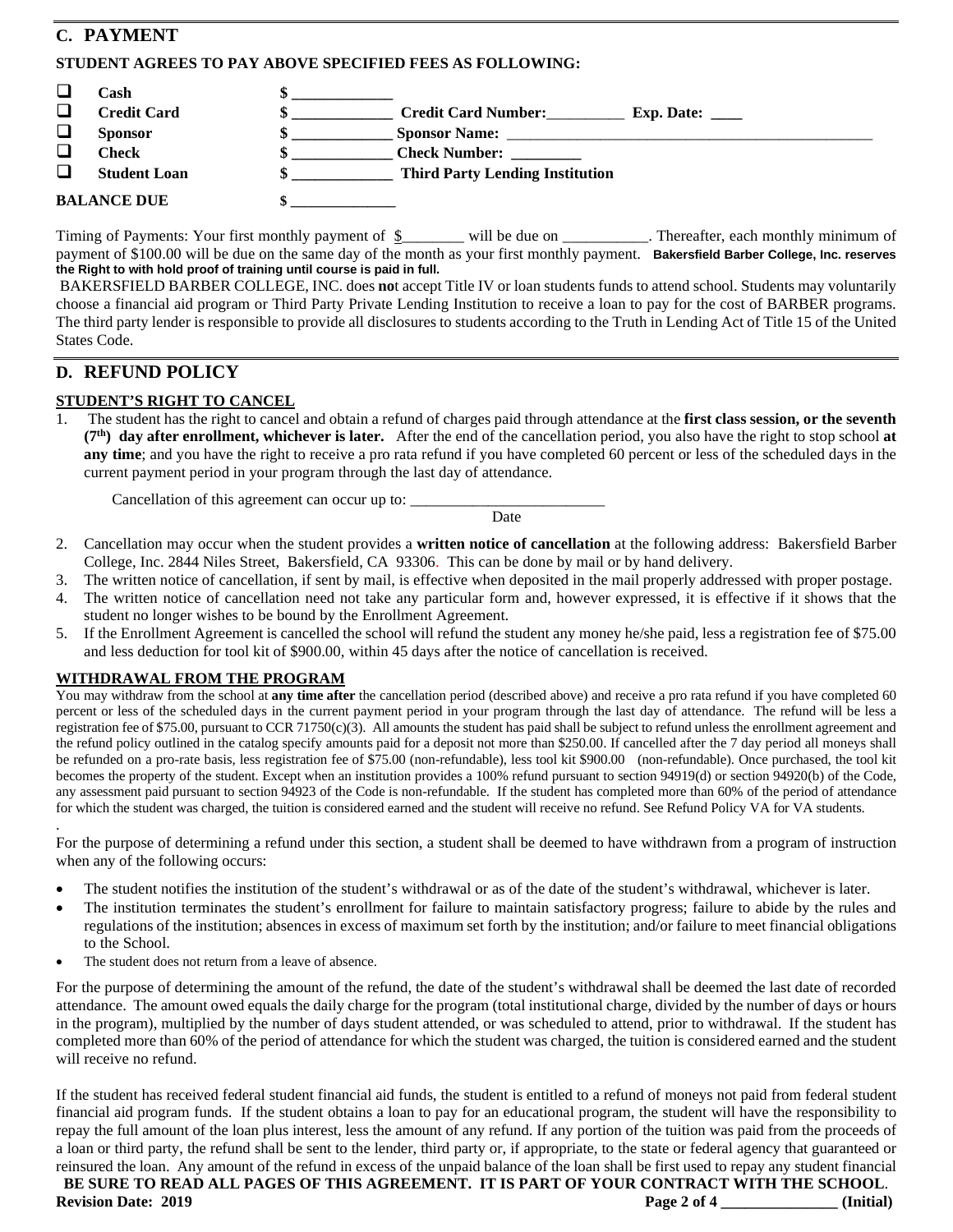## C. PAYMENT

**STUDENT AGREES TO PAY ABOVE SPECIFIED FEES AS FOLLOWING:**

| | | | |
|---|---|---|---|
| ❑ | **Cash** | $ _____________ | |
| ❑ | **Credit Card** | $ _____________ | **Credit Card Number:**__________ **Exp. Date:** ____ |
| ❑ | **Sponsor** | $ _____________ | **Sponsor Name:** ________________________________________________ |
| ❑ | **Check** | $ _____________ | **Check Number:** ________ |
| ❑ | **Student Loan** | $ _____________ | **Third Party Lending Institution** |
| **BALANCE DUE** | | $ _____________ | |

Timing of Payments: Your first monthly payment of $________ will be due on ___________. Thereafter, each monthly minimum of payment of $100.00 will be due on the same day of the month as your first monthly payment. **Bakersfield Barber College, Inc. reserves the Right to with hold proof of training until course is paid in full.**

BAKERSFIELD BARBER COLLEGE, INC. does **no**t accept Title IV or loan students funds to attend school. Students may voluntarily choose a financial aid program or Third Party Private Lending Institution to receive a loan to pay for the cost of BARBER programs. The third party lender is responsible to provide all disclosures to students according to the Truth in Lending Act of Title 15 of the United States Code.

## D. REFUND POLICY

**STUDENT'S RIGHT TO CANCEL**

1. The student has the right to cancel and obtain a refund of charges paid through attendance at the **first class session, or the seventh (7th) day after enrollment, whichever is later.** After the end of the cancellation period, you also have the right to stop school **at any time**; and you have the right to receive a pro rata refund if you have completed 60 percent or less of the scheduled days in the current payment period in your program through the last day of attendance.

   Cancellation of this agreement can occur up to: _________________________
   Date

2. Cancellation may occur when the student provides a **written notice of cancellation** at the following address: Bakersfield Barber College, Inc. 2844 Niles Street, Bakersfield, CA 93306. This can be done by mail or by hand delivery.
3. The written notice of cancellation, if sent by mail, is effective when deposited in the mail properly addressed with proper postage.
4. The written notice of cancellation need not take any particular form and, however expressed, it is effective if it shows that the student no longer wishes to be bound by the Enrollment Agreement.
5. If the Enrollment Agreement is cancelled the school will refund the student any money he/she paid, less a registration fee of $75.00 and less deduction for tool kit of $900.00, within 45 days after the notice of cancellation is received.

**WITHDRAWAL FROM THE PROGRAM**

You may withdraw from the school at **any time after** the cancellation period (described above) and receive a pro rata refund if you have completed 60 percent or less of the scheduled days in the current payment period in your program through the last day of attendance. The refund will be less a registration fee of $75.00, pursuant to CCR 71750(c)(3). All amounts the student has paid shall be subject to refund unless the enrollment agreement and the refund policy outlined in the catalog specify amounts paid for a deposit not more than $250.00. If cancelled after the 7 day period all moneys shall be refunded on a pro-rate basis, less registration fee of $75.00 (non-refundable), less tool kit $900.00 (non-refundable). Once purchased, the tool kit becomes the property of the student. Except when an institution provides a 100% refund pursuant to section 94919(d) or section 94920(b) of the Code, any assessment paid pursuant to section 94923 of the Code is non-refundable. If the student has completed more than 60% of the period of attendance for which the student was charged, the tuition is considered earned and the student will receive no refund. See Refund Policy VA for VA students.

For the purpose of determining a refund under this section, a student shall be deemed to have withdrawn from a program of instruction when any of the following occurs:

- The student notifies the institution of the student's withdrawal or as of the date of the student's withdrawal, whichever is later.
- The institution terminates the student's enrollment for failure to maintain satisfactory progress; failure to abide by the rules and regulations of the institution; absences in excess of maximum set forth by the institution; and/or failure to meet financial obligations to the School.
- The student does not return from a leave of absence.

For the purpose of determining the amount of the refund, the date of the student's withdrawal shall be deemed the last date of recorded attendance. The amount owed equals the daily charge for the program (total institutional charge, divided by the number of days or hours in the program), multiplied by the number of days student attended, or was scheduled to attend, prior to withdrawal. If the student has completed more than 60% of the period of attendance for which the student was charged, the tuition is considered earned and the student will receive no refund.

If the student has received federal student financial aid funds, the student is entitled to a refund of moneys not paid from federal student financial aid program funds. If the student obtains a loan to pay for an educational program, the student will have the responsibility to repay the full amount of the loan plus interest, less the amount of any refund. If any portion of the tuition was paid from the proceeds of a loan or third party, the refund shall be sent to the lender, third party or, if appropriate, to the state or federal agency that guaranteed or reinsured the loan. Any amount of the refund in excess of the unpaid balance of the loan shall be first used to repay any student financial

**BE SURE TO READ ALL PAGES OF THIS AGREEMENT. IT IS PART OF YOUR CONTRACT WITH THE SCHOOL.**

**Revision Date: 2019** _______________ **(Initial)**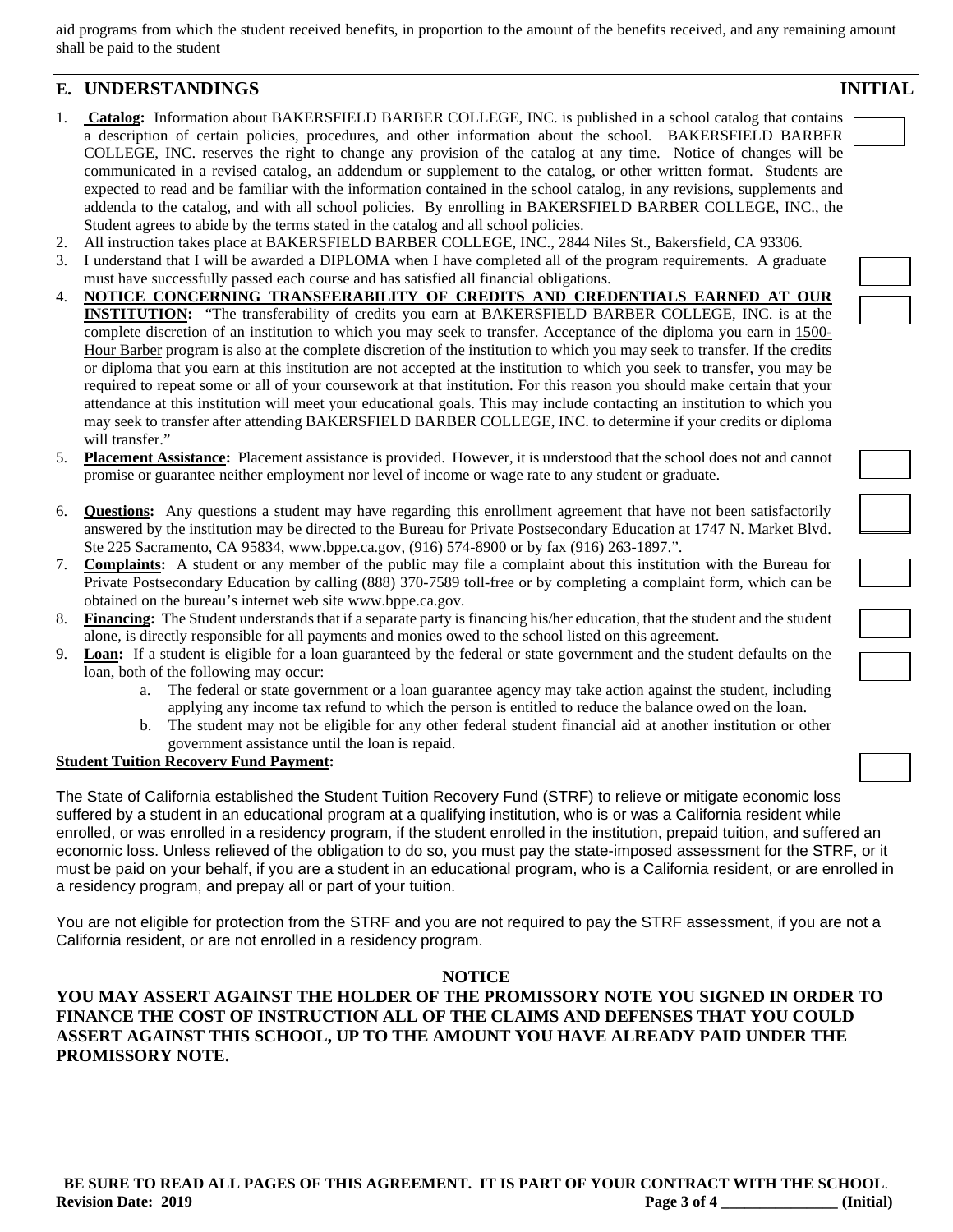aid programs from which the student received benefits, in proportion to the amount of the benefits received, and any remaining amount shall be paid to the student

## E. UNDERSTANDINGS — INITIAL

1. **Catalog:** Information about BAKERSFIELD BARBER COLLEGE, INC. is published in a school catalog that contains a description of certain policies, procedures, and other information about the school. BAKERSFIELD BARBER COLLEGE, INC. reserves the right to change any provision of the catalog at any time. Notice of changes will be communicated in a revised catalog, an addendum or supplement to the catalog, or other written format. Students are expected to read and be familiar with the information contained in the school catalog, in any revisions, supplements and addenda to the catalog, and with all school policies. By enrolling in BAKERSFIELD BARBER COLLEGE, INC., the Student agrees to abide by the terms stated in the catalog and all school policies.
2. All instruction takes place at BAKERSFIELD BARBER COLLEGE, INC., 2844 Niles St., Bakersfield, CA 93306.
3. I understand that I will be awarded a DIPLOMA when I have completed all of the program requirements. A graduate must have successfully passed each course and has satisfied all financial obligations.
4. **NOTICE CONCERNING TRANSFERABILITY OF CREDITS AND CREDENTIALS EARNED AT OUR INSTITUTION:** "The transferability of credits you earn at BAKERSFIELD BARBER COLLEGE, INC. is at the complete discretion of an institution to which you may seek to transfer. Acceptance of the diploma you earn in 1500-Hour Barber program is also at the complete discretion of the institution to which you may seek to transfer. If the credits or diploma that you earn at this institution are not accepted at the institution to which you seek to transfer, you may be required to repeat some or all of your coursework at that institution. For this reason you should make certain that your attendance at this institution will meet your educational goals. This may include contacting an institution to which you may seek to transfer after attending BAKERSFIELD BARBER COLLEGE, INC. to determine if your credits or diploma will transfer."
5. **Placement Assistance:** Placement assistance is provided. However, it is understood that the school does not and cannot promise or guarantee neither employment nor level of income or wage rate to any student or graduate.
6. **Questions:** Any questions a student may have regarding this enrollment agreement that have not been satisfactorily answered by the institution may be directed to the Bureau for Private Postsecondary Education at 1747 N. Market Blvd. Ste 225 Sacramento, CA 95834, www.bppe.ca.gov, (916) 574-8900 or by fax (916) 263-1897.".
7. **Complaints:** A student or any member of the public may file a complaint about this institution with the Bureau for Private Postsecondary Education by calling (888) 370-7589 toll-free or by completing a complaint form, which can be obtained on the bureau's internet web site www.bppe.ca.gov.
8. **Financing:** The Student understands that if a separate party is financing his/her education, that the student and the student alone, is directly responsible for all payments and monies owed to the school listed on this agreement.
9. **Loan:** If a student is eligible for a loan guaranteed by the federal or state government and the student defaults on the loan, both of the following may occur:
   a. The federal or state government or a loan guarantee agency may take action against the student, including applying any income tax refund to which the person is entitled to reduce the balance owed on the loan.
   b. The student may not be eligible for any other federal student financial aid at another institution or other government assistance until the loan is repaid.

**Student Tuition Recovery Fund Payment:**

The State of California established the Student Tuition Recovery Fund (STRF) to relieve or mitigate economic loss suffered by a student in an educational program at a qualifying institution, who is or was a California resident while enrolled, or was enrolled in a residency program, if the student enrolled in the institution, prepaid tuition, and suffered an economic loss. Unless relieved of the obligation to do so, you must pay the state-imposed assessment for the STRF, or it must be paid on your behalf, if you are a student in an educational program, who is a California resident, or are enrolled in a residency program, and prepay all or part of your tuition.

You are not eligible for protection from the STRF and you are not required to pay the STRF assessment, if you are not a California resident, or are not enrolled in a residency program.

**NOTICE**

**YOU MAY ASSERT AGAINST THE HOLDER OF THE PROMISSORY NOTE YOU SIGNED IN ORDER TO FINANCE THE COST OF INSTRUCTION ALL OF THE CLAIMS AND DEFENSES THAT YOU COULD ASSERT AGAINST THIS SCHOOL, UP TO THE AMOUNT YOU HAVE ALREADY PAID UNDER THE PROMISSORY NOTE.**

**BE SURE TO READ ALL PAGES OF THIS AGREEMENT. IT IS PART OF YOUR CONTRACT WITH THE SCHOOL.**

**Revision Date: 2019** _______________ **(Initial)**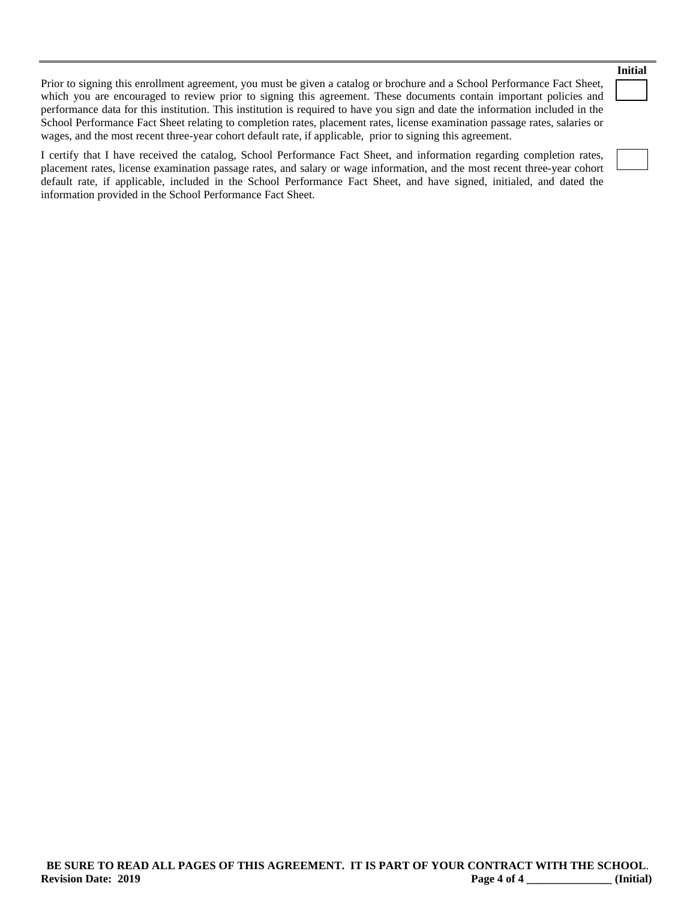Initial

Prior to signing this enrollment agreement, you must be given a catalog or brochure and a School Performance Fact Sheet, which you are encouraged to review prior to signing this agreement. These documents contain important policies and performance data for this institution. This institution is required to have you sign and date the information included in the School Performance Fact Sheet relating to completion rates, placement rates, license examination passage rates, salaries or wages, and the most recent three-year cohort default rate, if applicable, prior to signing this agreement.

I certify that I have received the catalog, School Performance Fact Sheet, and information regarding completion rates, placement rates, license examination passage rates, and salary or wage information, and the most recent three-year cohort default rate, if applicable, included in the School Performance Fact Sheet, and have signed, initialed, and dated the information provided in the School Performance Fact Sheet.

**BE SURE TO READ ALL PAGES OF THIS AGREEMENT. IT IS PART OF YOUR CONTRACT WITH THE SCHOOL.**

**Revision Date: 2019**

**_______________ (Initial)**